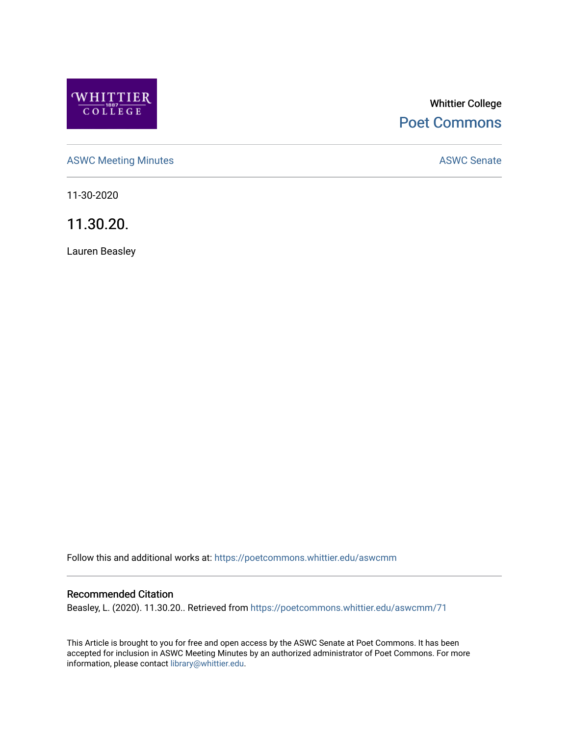Whittier College

Poet Commons

ASWC Meeting Minutes

ASWC Senate

11-30-2020

# 11.30.20.

Lauren Beasley

Follow this and additional works at: https://poetcommons.whittier.edu/aswcmm

## Recommended Citation

Beasley, L. (2020). 11.30.20.. Retrieved from https://poetcommons.whittier.edu/aswcmm/71

This Article is brought to you for free and open access by the ASWC Senate at Poet Commons. It has been accepted for inclusion in ASWC Meeting Minutes by an authorized administrator of Poet Commons. For more information, please contact library@whittier.edu.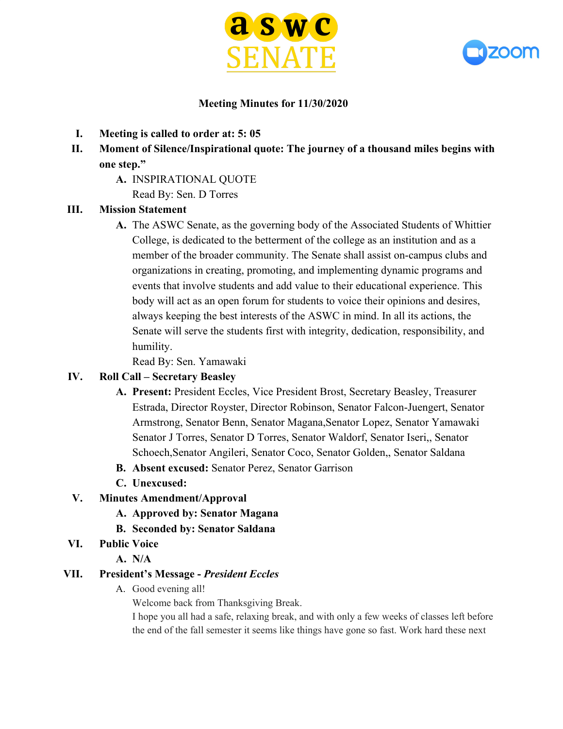**Meeting Minutes for 11/30/2020**

I. **Meeting is called to order at: 5: 05**

II. **Moment of Silence/Inspirational quote: The journey of a thousand miles begins with one step."**

   A. INSPIRATIONAL QUOTE
   Read By: Sen. D Torres

III. **Mission Statement**

   A. The ASWC Senate, as the governing body of the Associated Students of Whittier College, is dedicated to the betterment of the college as an institution and as a member of the broader community. The Senate shall assist on-campus clubs and organizations in creating, promoting, and implementing dynamic programs and events that involve students and add value to their educational experience. This body will act as an open forum for students to voice their opinions and desires, always keeping the best interests of the ASWC in mind. In all its actions, the Senate will serve the students first with integrity, dedication, responsibility, and humility.
   Read By: Sen. Yamawaki

IV. **Roll Call – Secretary Beasley**

   A. **Present:** President Eccles, Vice President Brost, Secretary Beasley, Treasurer Estrada, Director Royster, Director Robinson, Senator Falcon-Juengert, Senator Armstrong, Senator Benn, Senator Magana,Senator Lopez, Senator Yamawaki Senator J Torres, Senator D Torres, Senator Waldorf, Senator Iseri,, Senator Schoech,Senator Angileri, Senator Coco, Senator Golden,, Senator Saldana

   B. **Absent excused:** Senator Perez, Senator Garrison

   C. **Unexcused:**

V. **Minutes Amendment/Approval**

   A. **Approved by: Senator Magana**

   B. **Seconded by: Senator Saldana**

VI. **Public Voice**

   A. **N/A**

VII. **President's Message -** ***President Eccles***

   A. Good evening all!
   Welcome back from Thanksgiving Break.
   I hope you all had a safe, relaxing break, and with only a few weeks of classes left before the end of the fall semester it seems like things have gone so fast. Work hard these next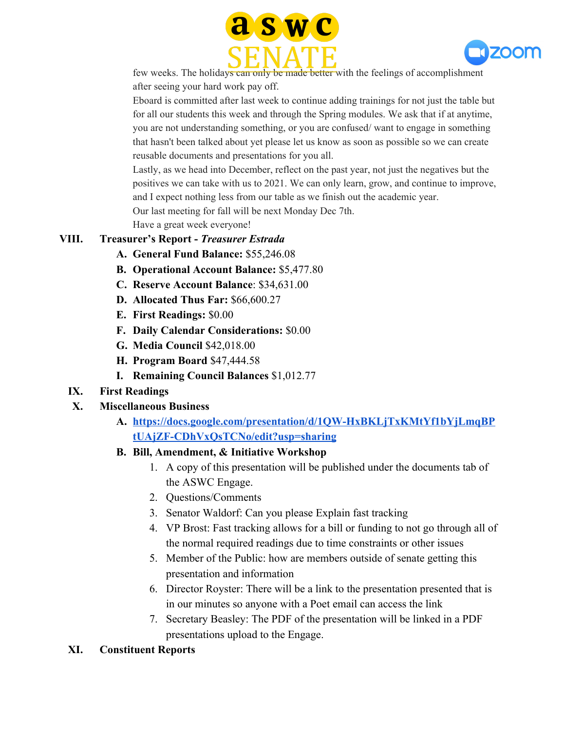few weeks. The holidays can only be made better with the feelings of accomplishment after seeing your hard work pay off.

Eboard is committed after last week to continue adding trainings for not just the table but for all our students this week and through the Spring modules. We ask that if at anytime, you are not understanding something, or you are confused/ want to engage in something that hasn't been talked about yet please let us know as soon as possible so we can create reusable documents and presentations for you all.

Lastly, as we head into December, reflect on the past year, not just the negatives but the positives we can take with us to 2021. We can only learn, grow, and continue to improve, and I expect nothing less from our table as we finish out the academic year.

Our last meeting for fall will be next Monday Dec 7th.

Have a great week everyone!

**VIII. Treasurer's Report - *Treasurer Estrada***

A. **General Fund Balance:** $55,246.08
B. **Operational Account Balance:** $5,477.80
C. **Reserve Account Balance**: $34,631.00
D. **Allocated Thus Far:** $66,600.27
E. **First Readings:** $0.00
F. **Daily Calendar Considerations:** $0.00
G. **Media Council** $42,018.00
H. **Program Board** $47,444.58
I. **Remaining Council Balances** $1,012.77

**IX. First Readings**

**X. Miscellaneous Business**

A. **https://docs.google.com/presentation/d/1QW-HxBKLjTxKMtYf1bYjLmqBPtUAjZF-CDhVxQsTCNo/edit?usp=sharing**
B. **Bill, Amendment, & Initiative Workshop**
   1. A copy of this presentation will be published under the documents tab of the ASWC Engage.
   2. Questions/Comments
   3. Senator Waldorf: Can you please Explain fast tracking
   4. VP Brost: Fast tracking allows for a bill or funding to not go through all of the normal required readings due to time constraints or other issues
   5. Member of the Public: how are members outside of senate getting this presentation and information
   6. Director Royster: There will be a link to the presentation presented that is in our minutes so anyone with a Poet email can access the link
   7. Secretary Beasley: The PDF of the presentation will be linked in a PDF presentations upload to the Engage.

**XI. Constituent Reports**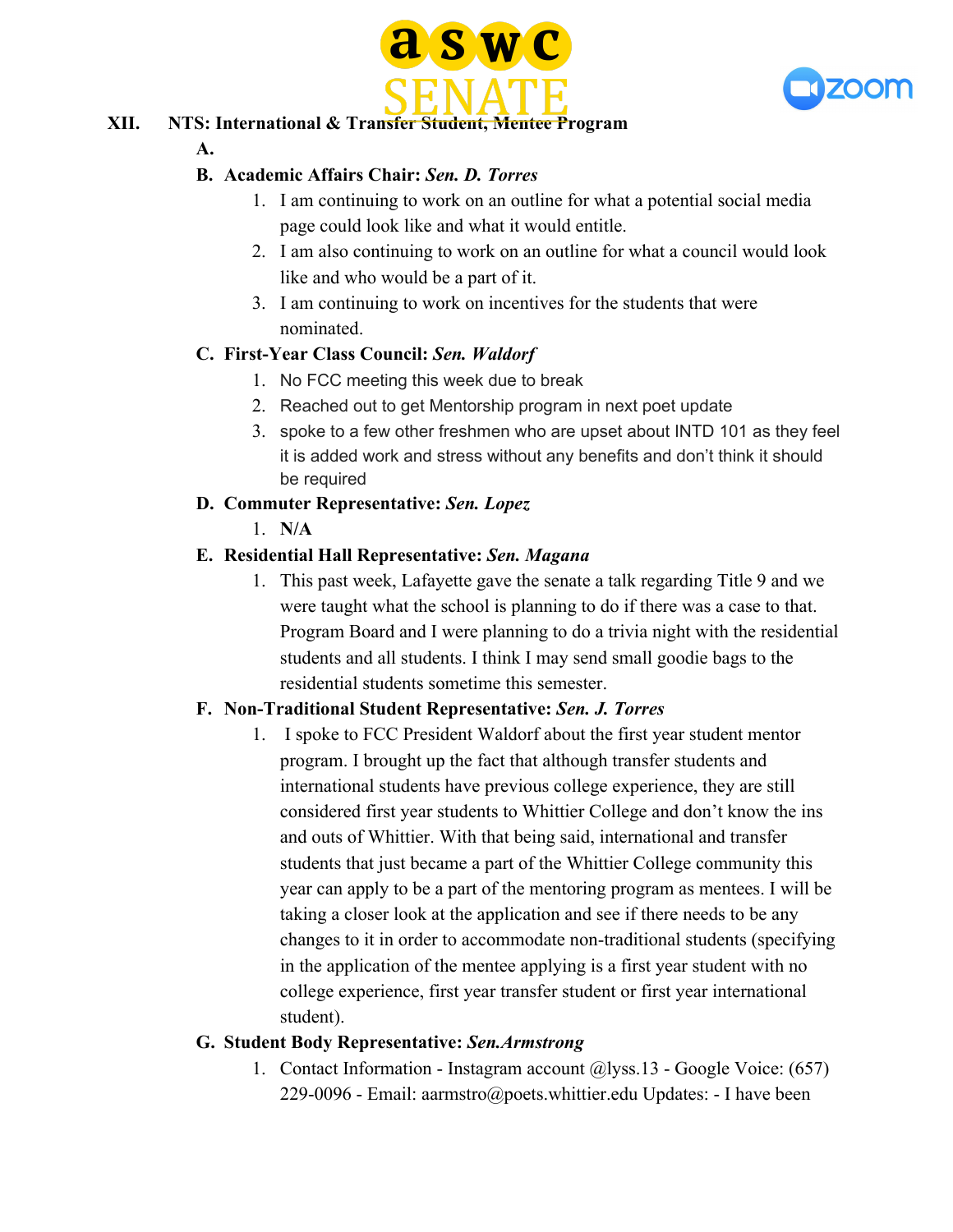XII. **NTS: International & Transfer Student, Mentee Program**

A.

B. **Academic Affairs Chair: *Sen. D. Torres***

1. I am continuing to work on an outline for what a potential social media page could look like and what it would entitle.
2. I am also continuing to work on an outline for what a council would look like and who would be a part of it.
3. I am continuing to work on incentives for the students that were nominated.

C. **First-Year Class Council: *Sen. Waldorf***

1. No FCC meeting this week due to break
2. Reached out to get Mentorship program in next poet update
3. spoke to a few other freshmen who are upset about INTD 101 as they feel it is added work and stress without any benefits and don't think it should be required

D. **Commuter Representative: *Sen. Lopez***

1. **N/A**

E. **Residential Hall Representative: *Sen. Magana***

1. This past week, Lafayette gave the senate a talk regarding Title 9 and we were taught what the school is planning to do if there was a case to that. Program Board and I were planning to do a trivia night with the residential students and all students. I think I may send small goodie bags to the residential students sometime this semester.

F. **Non-Traditional Student Representative: *Sen. J. Torres***

1. I spoke to FCC President Waldorf about the first year student mentor program. I brought up the fact that although transfer students and international students have previous college experience, they are still considered first year students to Whittier College and don't know the ins and outs of Whittier. With that being said, international and transfer students that just became a part of the Whittier College community this year can apply to be a part of the mentoring program as mentees. I will be taking a closer look at the application and see if there needs to be any changes to it in order to accommodate non-traditional students (specifying in the application of the mentee applying is a first year student with no college experience, first year transfer student or first year international student).

G. **Student Body Representative: *Sen.Armstrong***

1. Contact Information - Instagram account @lyss.13 - Google Voice: (657) 229-0096 - Email: aarmstro@poets.whittier.edu Updates: - I have been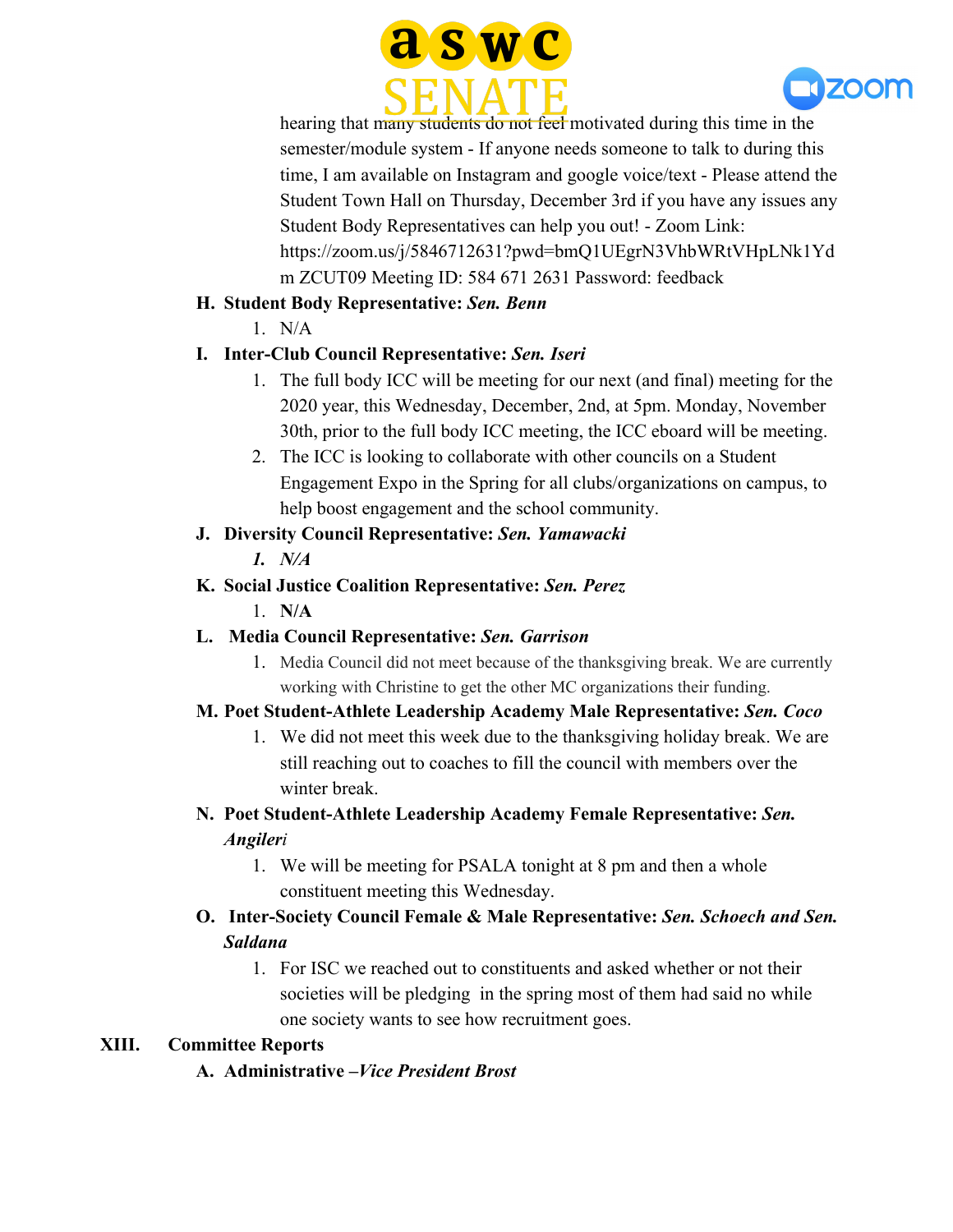hearing that many students do not feel motivated during this time in the semester/module system - If anyone needs someone to talk to during this time, I am available on Instagram and google voice/text - Please attend the Student Town Hall on Thursday, December 3rd if you have any issues any Student Body Representatives can help you out! - Zoom Link: https://zoom.us/j/5846712631?pwd=bmQ1UEgrN3VhbWRtVHpLNk1Ydm ZCUT09 Meeting ID: 584 671 2631 Password: feedback

H. **Student Body Representative:** ***Sen. Benn***

1. N/A

I. **Inter-Club Council Representative:** ***Sen. Iseri***

1. The full body ICC will be meeting for our next (and final) meeting for the 2020 year, this Wednesday, December, 2nd, at 5pm. Monday, November 30th, prior to the full body ICC meeting, the ICC eboard will be meeting.
2. The ICC is looking to collaborate with other councils on a Student Engagement Expo in the Spring for all clubs/organizations on campus, to help boost engagement and the school community.

J. **Diversity Council Representative:** ***Sen. Yamawacki***

1. ***N/A***

K. **Social Justice Coalition Representative:** ***Sen. Perez***

1. **N/A**

L. **Media Council Representative:** ***Sen. Garrison***

1. Media Council did not meet because of the thanksgiving break. We are currently working with Christine to get the other MC organizations their funding.

M. **Poet Student-Athlete Leadership Academy Male Representative:** ***Sen. Coco***

1. We did not meet this week due to the thanksgiving holiday break. We are still reaching out to coaches to fill the council with members over the winter break.

N. **Poet Student-Athlete Leadership Academy Female Representative:** ***Sen. Angileri***

1. We will be meeting for PSALA tonight at 8 pm and then a whole constituent meeting this Wednesday.

O. **Inter-Society Council Female & Male Representative:** ***Sen. Schoech and Sen. Saldana***

1. For ISC we reached out to constituents and asked whether or not their societies will be pledging in the spring most of them had said no while one society wants to see how recruitment goes.

## XIII. Committee Reports

A. **Administrative –*Vice President Brost***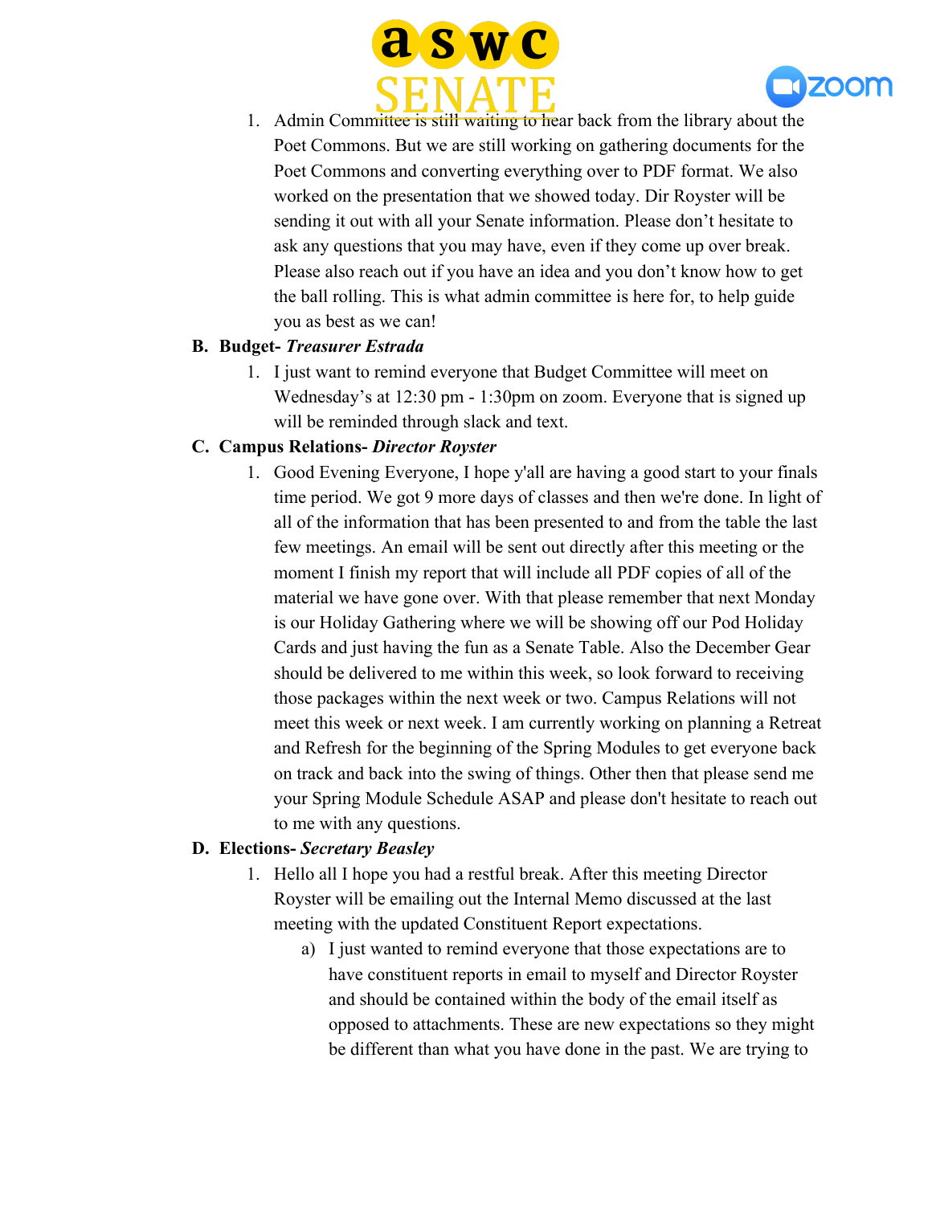1. Admin Committee is still waiting to hear back from the library about the Poet Commons. But we are still working on gathering documents for the Poet Commons and converting everything over to PDF format. We also worked on the presentation that we showed today. Dir Royster will be sending it out with all your Senate information. Please don't hesitate to ask any questions that you may have, even if they come up over break. Please also reach out if you have an idea and you don't know how to get the ball rolling. This is what admin committee is here for, to help guide you as best as we can!

**B. Budget-** ***Treasurer Estrada***

1. I just want to remind everyone that Budget Committee will meet on Wednesday's at 12:30 pm - 1:30pm on zoom. Everyone that is signed up will be reminded through slack and text.

**C. Campus Relations-** ***Director Royster***

1. Good Evening Everyone, I hope y'all are having a good start to your finals time period. We got 9 more days of classes and then we're done. In light of all of the information that has been presented to and from the table the last few meetings. An email will be sent out directly after this meeting or the moment I finish my report that will include all PDF copies of all of the material we have gone over. With that please remember that next Monday is our Holiday Gathering where we will be showing off our Pod Holiday Cards and just having the fun as a Senate Table. Also the December Gear should be delivered to me within this week, so look forward to receiving those packages within the next week or two. Campus Relations will not meet this week or next week. I am currently working on planning a Retreat and Refresh for the beginning of the Spring Modules to get everyone back on track and back into the swing of things. Other then that please send me your Spring Module Schedule ASAP and please don't hesitate to reach out to me with any questions.

**D. Elections-** ***Secretary Beasley***

1. Hello all I hope you had a restful break. After this meeting Director Royster will be emailing out the Internal Memo discussed at the last meeting with the updated Constituent Report expectations.
   a) I just wanted to remind everyone that those expectations are to have constituent reports in email to myself and Director Royster and should be contained within the body of the email itself as opposed to attachments. These are new expectations so they might be different than what you have done in the past. We are trying to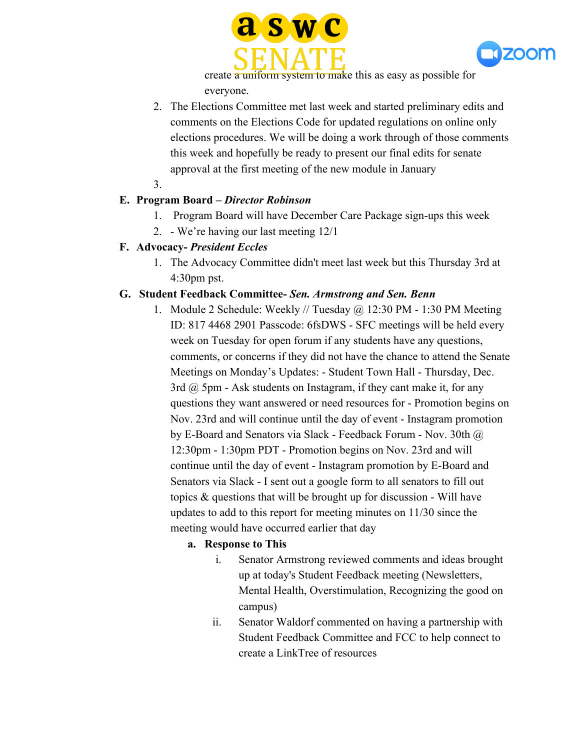create a uniform system to make this as easy as possible for everyone.

2. The Elections Committee met last week and started preliminary edits and comments on the Elections Code for updated regulations on online only elections procedures. We will be doing a work through of those comments this week and hopefully be ready to present our final edits for senate approval at the first meeting of the new module in January
3. 

**E. Program Board – *Director Robinson***

1. Program Board will have December Care Package sign-ups this week
2. - We're having our last meeting 12/1

**F. Advocacy- *President Eccles***

1. The Advocacy Committee didn't meet last week but this Thursday 3rd at 4:30pm pst.

**G. Student Feedback Committee- *Sen. Armstrong and Sen. Benn***

1. Module 2 Schedule: Weekly // Tuesday @ 12:30 PM - 1:30 PM Meeting ID: 817 4468 2901 Passcode: 6fsDWS - SFC meetings will be held every week on Tuesday for open forum if any students have any questions, comments, or concerns if they did not have the chance to attend the Senate Meetings on Monday's Updates: - Student Town Hall - Thursday, Dec. 3rd @ 5pm - Ask students on Instagram, if they cant make it, for any questions they want answered or need resources for - Promotion begins on Nov. 23rd and will continue until the day of event - Instagram promotion by E-Board and Senators via Slack - Feedback Forum - Nov. 30th @ 12:30pm - 1:30pm PDT - Promotion begins on Nov. 23rd and will continue until the day of event - Instagram promotion by E-Board and Senators via Slack - I sent out a google form to all senators to fill out topics & questions that will be brought up for discussion - Will have updates to add to this report for meeting minutes on 11/30 since the meeting would have occurred earlier that day
   - **a. Response to This**
     - i. Senator Armstrong reviewed comments and ideas brought up at today's Student Feedback meeting (Newsletters, Mental Health, Overstimulation, Recognizing the good on campus)
     - ii. Senator Waldorf commented on having a partnership with Student Feedback Committee and FCC to help connect to create a LinkTree of resources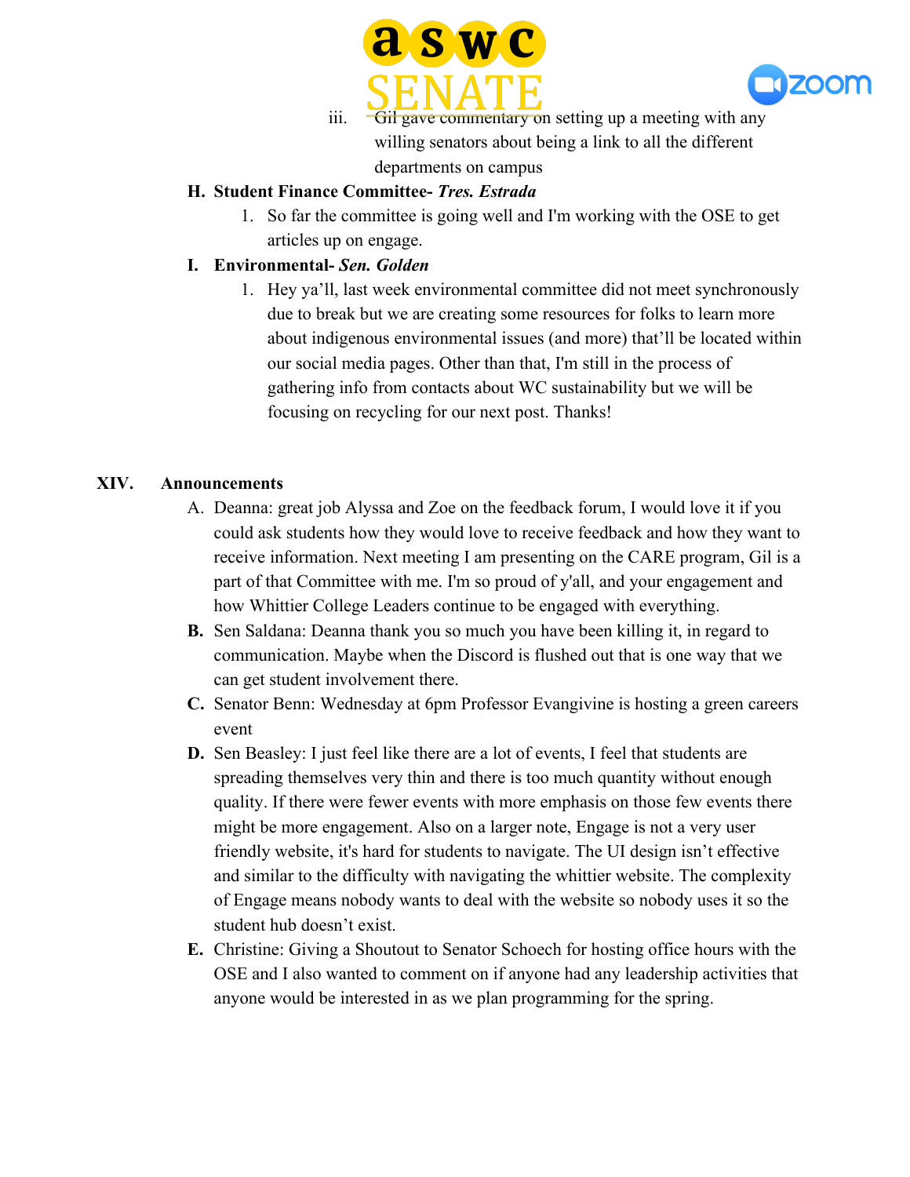iii. Gil gave commentary on setting up a meeting with any willing senators about being a link to all the different departments on campus

**H. Student Finance Committee- *Tres. Estrada***

1. So far the committee is going well and I'm working with the OSE to get articles up on engage.

**I. Environmental- *Sen. Golden***

1. Hey ya'll, last week environmental committee did not meet synchronously due to break but we are creating some resources for folks to learn more about indigenous environmental issues (and more) that'll be located within our social media pages. Other than that, I'm still in the process of gathering info from contacts about WC sustainability but we will be focusing on recycling for our next post. Thanks!

## XIV. Announcements

A. Deanna: great job Alyssa and Zoe on the feedback forum, I would love it if you could ask students how they would love to receive feedback and how they want to receive information. Next meeting I am presenting on the CARE program, Gil is a part of that Committee with me. I'm so proud of y'all, and your engagement and how Whittier College Leaders continue to be engaged with everything.

**B.** Sen Saldana: Deanna thank you so much you have been killing it, in regard to communication. Maybe when the Discord is flushed out that is one way that we can get student involvement there.

**C.** Senator Benn: Wednesday at 6pm Professor Evangivine is hosting a green careers event

**D.** Sen Beasley: I just feel like there are a lot of events, I feel that students are spreading themselves very thin and there is too much quantity without enough quality. If there were fewer events with more emphasis on those few events there might be more engagement. Also on a larger note, Engage is not a very user friendly website, it's hard for students to navigate. The UI design isn't effective and similar to the difficulty with navigating the whittier website. The complexity of Engage means nobody wants to deal with the website so nobody uses it so the student hub doesn't exist.

**E.** Christine: Giving a Shoutout to Senator Schoech for hosting office hours with the OSE and I also wanted to comment on if anyone had any leadership activities that anyone would be interested in as we plan programming for the spring.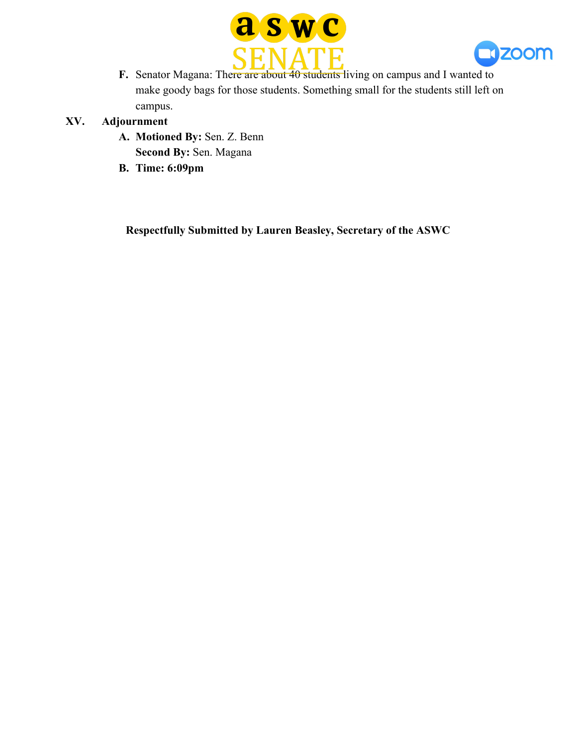F. Senator Magana: There are about 40 students living on campus and I wanted to make goody bags for those students. Something small for the students still left on campus.

**XV. Adjournment**

**A. Motioned By:** Sen. Z. Benn
**Second By:** Sen. Magana

**B. Time: 6:09pm**

**Respectfully Submitted by Lauren Beasley, Secretary of the ASWC**